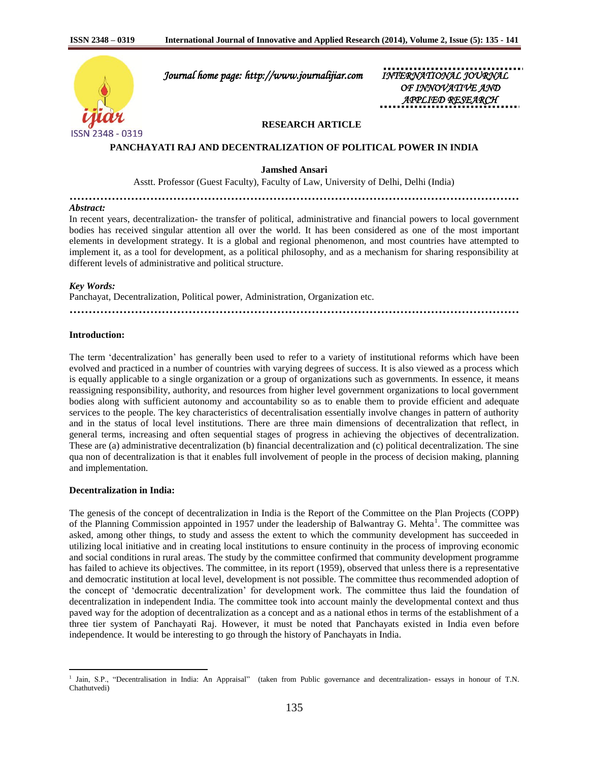# PANCHAYATI RAJ AND DECENTRALIZATION OF POLITICAL POWER IN INDIA

**RESEARCH ARTICLE**

**Jamshed Ansari**

Asstt. Professor (Guest Faculty), Faculty of Law, University of Delhi, Delhi (India)

***Abstract:***

In recent years, decentralization- the transfer of political, administrative and financial powers to local government bodies has received singular attention all over the world. It has been considered as one of the most important elements in development strategy. It is a global and regional phenomenon, and most countries have attempted to implement it, as a tool for development, as a political philosophy, and as a mechanism for sharing responsibility at different levels of administrative and political structure.

***Key Words:***

Panchayat, Decentralization, Political power, Administration, Organization etc.

## Introduction:

The term 'decentralization' has generally been used to refer to a variety of institutional reforms which have been evolved and practiced in a number of countries with varying degrees of success. It is also viewed as a process which is equally applicable to a single organization or a group of organizations such as governments. In essence, it means reassigning responsibility, authority, and resources from higher level government organizations to local government bodies along with sufficient autonomy and accountability so as to enable them to provide efficient and adequate services to the people. The key characteristics of decentralisation essentially involve changes in pattern of authority and in the status of local level institutions. There are three main dimensions of decentralization that reflect, in general terms, increasing and often sequential stages of progress in achieving the objectives of decentralization. These are (a) administrative decentralization (b) financial decentralization and (c) political decentralization. The sine qua non of decentralization is that it enables full involvement of people in the process of decision making, planning and implementation.

## Decentralization in India:

The genesis of the concept of decentralization in India is the Report of the Committee on the Plan Projects (COPP) of the Planning Commission appointed in 1957 under the leadership of Balwantray G. Mehta[1]. The committee was asked, among other things, to study and assess the extent to which the community development has succeeded in utilizing local initiative and in creating local institutions to ensure continuity in the process of improving economic and social conditions in rural areas. The study by the committee confirmed that community development programme has failed to achieve its objectives. The committee, in its report (1959), observed that unless there is a representative and democratic institution at local level, development is not possible. The committee thus recommended adoption of the concept of 'democratic decentralization' for development work. The committee thus laid the foundation of decentralization in independent India. The committee took into account mainly the developmental context and thus paved way for the adoption of decentralization as a concept and as a national ethos in terms of the establishment of a three tier system of Panchayati Raj. However, it must be noted that Panchayats existed in India even before independence. It would be interesting to go through the history of Panchayats in India.

[1] Jain, S.P., "Decentralisation in India: An Appraisal" (taken from Public governance and decentralization- essays in honour of T.N. Chathutvedi)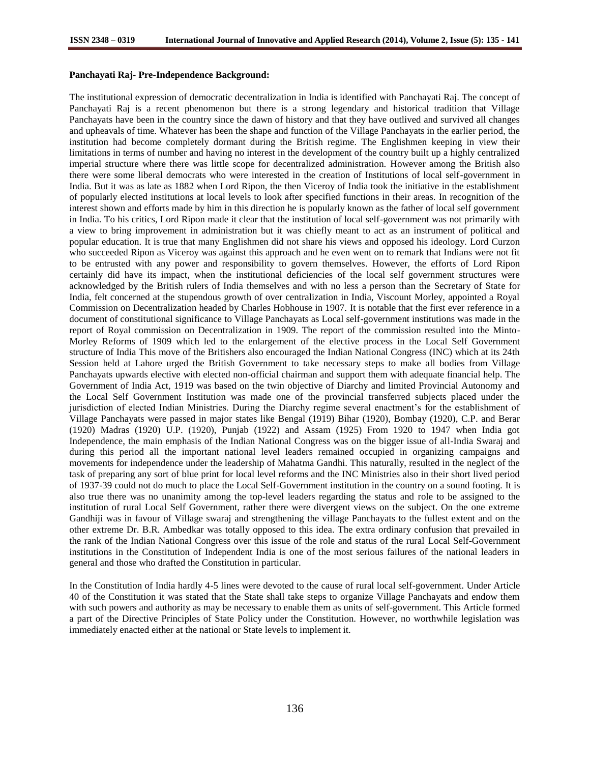**Panchayati Raj- Pre-Independence Background:**

The institutional expression of democratic decentralization in India is identified with Panchayati Raj. The concept of Panchayati Raj is a recent phenomenon but there is a strong legendary and historical tradition that Village Panchayats have been in the country since the dawn of history and that they have outlived and survived all changes and upheavals of time. Whatever has been the shape and function of the Village Panchayats in the earlier period, the institution had become completely dormant during the British regime. The Englishmen keeping in view their limitations in terms of number and having no interest in the development of the country built up a highly centralized imperial structure where there was little scope for decentralized administration. However among the British also there were some liberal democrats who were interested in the creation of Institutions of local self-government in India. But it was as late as 1882 when Lord Ripon, the then Viceroy of India took the initiative in the establishment of popularly elected institutions at local levels to look after specified functions in their areas. In recognition of the interest shown and efforts made by him in this direction he is popularly known as the father of local self government in India. To his critics, Lord Ripon made it clear that the institution of local self-government was not primarily with a view to bring improvement in administration but it was chiefly meant to act as an instrument of political and popular education. It is true that many Englishmen did not share his views and opposed his ideology. Lord Curzon who succeeded Ripon as Viceroy was against this approach and he even went on to remark that Indians were not fit to be entrusted with any power and responsibility to govern themselves. However, the efforts of Lord Ripon certainly did have its impact, when the institutional deficiencies of the local self government structures were acknowledged by the British rulers of India themselves and with no less a person than the Secretary of State for India, felt concerned at the stupendous growth of over centralization in India, Viscount Morley, appointed a Royal Commission on Decentralization headed by Charles Hobhouse in 1907. It is notable that the first ever reference in a document of constitutional significance to Village Panchayats as Local self-government institutions was made in the report of Royal commission on Decentralization in 1909. The report of the commission resulted into the Minto-Morley Reforms of 1909 which led to the enlargement of the elective process in the Local Self Government structure of India This move of the Britishers also encouraged the Indian National Congress (INC) which at its 24th Session held at Lahore urged the British Government to take necessary steps to make all bodies from Village Panchayats upwards elective with elected non-official chairman and support them with adequate financial help. The Government of India Act, 1919 was based on the twin objective of Diarchy and limited Provincial Autonomy and the Local Self Government Institution was made one of the provincial transferred subjects placed under the jurisdiction of elected Indian Ministries. During the Diarchy regime several enactment's for the establishment of Village Panchayats were passed in major states like Bengal (1919) Bihar (1920), Bombay (1920), C.P. and Berar (1920) Madras (1920) U.P. (1920), Punjab (1922) and Assam (1925) From 1920 to 1947 when India got Independence, the main emphasis of the Indian National Congress was on the bigger issue of all-India Swaraj and during this period all the important national level leaders remained occupied in organizing campaigns and movements for independence under the leadership of Mahatma Gandhi. This naturally, resulted in the neglect of the task of preparing any sort of blue print for local level reforms and the INC Ministries also in their short lived period of 1937-39 could not do much to place the Local Self-Government institution in the country on a sound footing. It is also true there was no unanimity among the top-level leaders regarding the status and role to be assigned to the institution of rural Local Self Government, rather there were divergent views on the subject. On the one extreme Gandhiji was in favour of Village swaraj and strengthening the village Panchayats to the fullest extent and on the other extreme Dr. B.R. Ambedkar was totally opposed to this idea. The extra ordinary confusion that prevailed in the rank of the Indian National Congress over this issue of the role and status of the rural Local Self-Government institutions in the Constitution of Independent India is one of the most serious failures of the national leaders in general and those who drafted the Constitution in particular.

In the Constitution of India hardly 4-5 lines were devoted to the cause of rural local self-government. Under Article 40 of the Constitution it was stated that the State shall take steps to organize Village Panchayats and endow them with such powers and authority as may be necessary to enable them as units of self-government. This Article formed a part of the Directive Principles of State Policy under the Constitution. However, no worthwhile legislation was immediately enacted either at the national or State levels to implement it.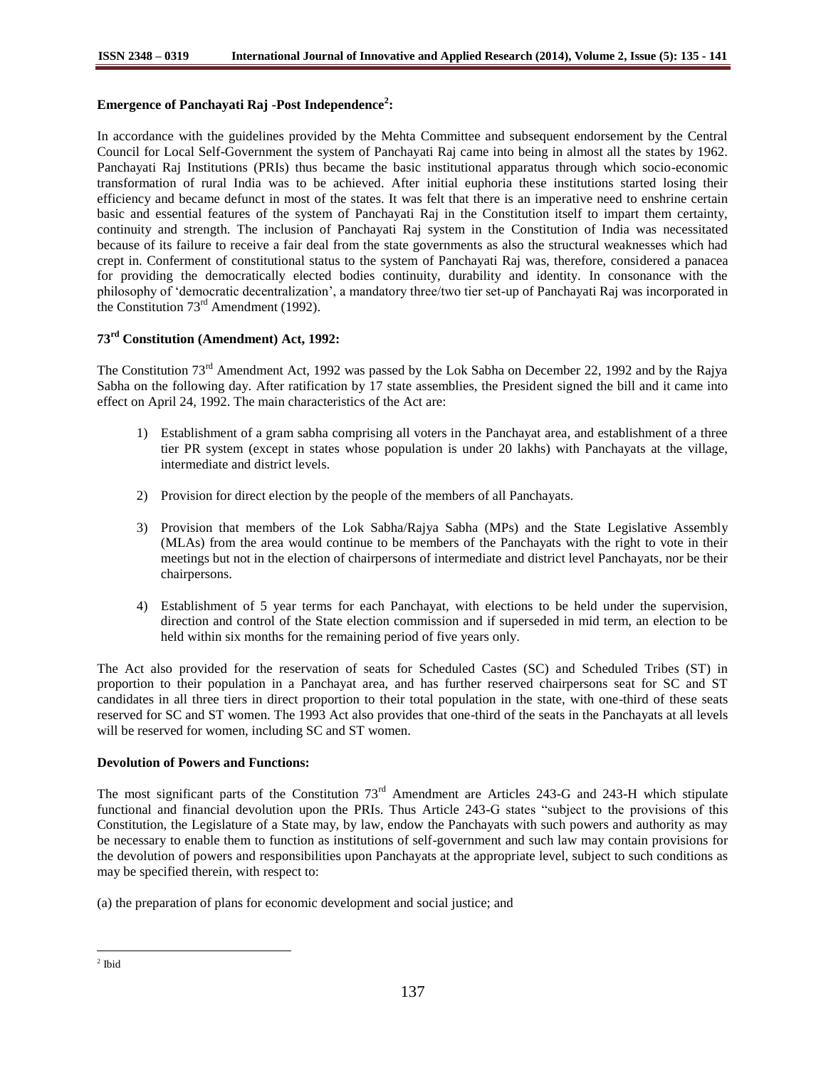### Emergence of Panchayati Raj -Post Independence[2]:

In accordance with the guidelines provided by the Mehta Committee and subsequent endorsement by the Central Council for Local Self-Government the system of Panchayati Raj came into being in almost all the states by 1962. Panchayati Raj Institutions (PRIs) thus became the basic institutional apparatus through which socio-economic transformation of rural India was to be achieved. After initial euphoria these institutions started losing their efficiency and became defunct in most of the states. It was felt that there is an imperative need to enshrine certain basic and essential features of the system of Panchayati Raj in the Constitution itself to impart them certainty, continuity and strength. The inclusion of Panchayati Raj system in the Constitution of India was necessitated because of its failure to receive a fair deal from the state governments as also the structural weaknesses which had crept in. Conferment of constitutional status to the system of Panchayati Raj was, therefore, considered a panacea for providing the democratically elected bodies continuity, durability and identity. In consonance with the philosophy of 'democratic decentralization', a mandatory three/two tier set-up of Panchayati Raj was incorporated in the Constitution 73rd Amendment (1992).

### 73rd Constitution (Amendment) Act, 1992:

The Constitution 73rd Amendment Act, 1992 was passed by the Lok Sabha on December 22, 1992 and by the Rajya Sabha on the following day. After ratification by 17 state assemblies, the President signed the bill and it came into effect on April 24, 1992. The main characteristics of the Act are:

1) Establishment of a gram sabha comprising all voters in the Panchayat area, and establishment of a three tier PR system (except in states whose population is under 20 lakhs) with Panchayats at the village, intermediate and district levels.

2) Provision for direct election by the people of the members of all Panchayats.

3) Provision that members of the Lok Sabha/Rajya Sabha (MPs) and the State Legislative Assembly (MLAs) from the area would continue to be members of the Panchayats with the right to vote in their meetings but not in the election of chairpersons of intermediate and district level Panchayats, nor be their chairpersons.

4) Establishment of 5 year terms for each Panchayat, with elections to be held under the supervision, direction and control of the State election commission and if superseded in mid term, an election to be held within six months for the remaining period of five years only.

The Act also provided for the reservation of seats for Scheduled Castes (SC) and Scheduled Tribes (ST) in proportion to their population in a Panchayat area, and has further reserved chairpersons seat for SC and ST candidates in all three tiers in direct proportion to their total population in the state, with one-third of these seats reserved for SC and ST women. The 1993 Act also provides that one-third of the seats in the Panchayats at all levels will be reserved for women, including SC and ST women.

### Devolution of Powers and Functions:

The most significant parts of the Constitution 73rd Amendment are Articles 243-G and 243-H which stipulate functional and financial devolution upon the PRIs. Thus Article 243-G states "subject to the provisions of this Constitution, the Legislature of a State may, by law, endow the Panchayats with such powers and authority as may be necessary to enable them to function as institutions of self-government and such law may contain provisions for the devolution of powers and responsibilities upon Panchayats at the appropriate level, subject to such conditions as may be specified therein, with respect to:

(a) the preparation of plans for economic development and social justice; and

---

[2] Ibid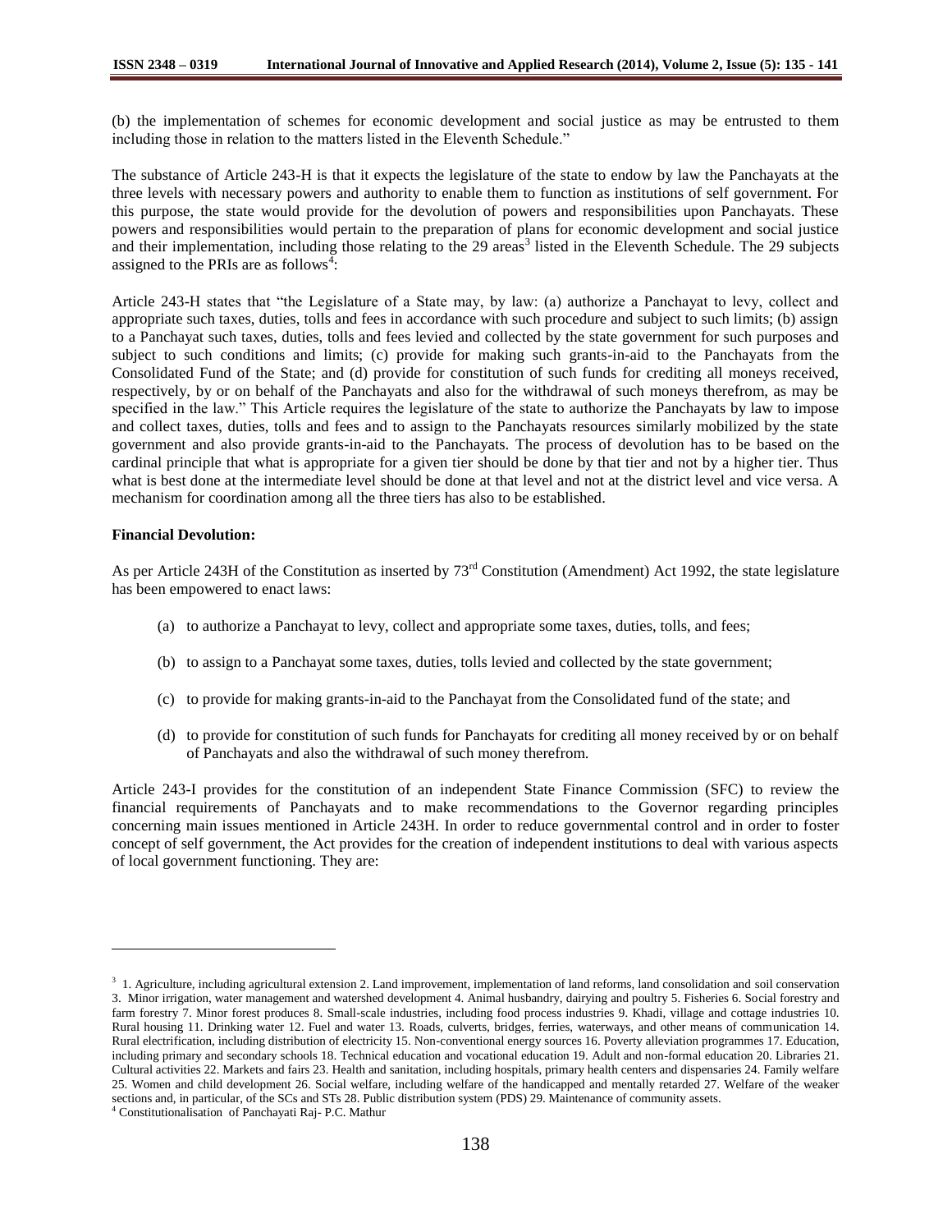(b) the implementation of schemes for economic development and social justice as may be entrusted to them including those in relation to the matters listed in the Eleventh Schedule."

The substance of Article 243-H is that it expects the legislature of the state to endow by law the Panchayats at the three levels with necessary powers and authority to enable them to function as institutions of self government. For this purpose, the state would provide for the devolution of powers and responsibilities upon Panchayats. These powers and responsibilities would pertain to the preparation of plans for economic development and social justice and their implementation, including those relating to the 29 areas[3] listed in the Eleventh Schedule. The 29 subjects assigned to the PRIs are as follows[4]:

Article 243-H states that "the Legislature of a State may, by law: (a) authorize a Panchayat to levy, collect and appropriate such taxes, duties, tolls and fees in accordance with such procedure and subject to such limits; (b) assign to a Panchayat such taxes, duties, tolls and fees levied and collected by the state government for such purposes and subject to such conditions and limits; (c) provide for making such grants-in-aid to the Panchayats from the Consolidated Fund of the State; and (d) provide for constitution of such funds for crediting all moneys received, respectively, by or on behalf of the Panchayats and also for the withdrawal of such moneys therefrom, as may be specified in the law." This Article requires the legislature of the state to authorize the Panchayats by law to impose and collect taxes, duties, tolls and fees and to assign to the Panchayats resources similarly mobilized by the state government and also provide grants-in-aid to the Panchayats. The process of devolution has to be based on the cardinal principle that what is appropriate for a given tier should be done by that tier and not by a higher tier. Thus what is best done at the intermediate level should be done at that level and not at the district level and vice versa. A mechanism for coordination among all the three tiers has also to be established.

**Financial Devolution:**

As per Article 243H of the Constitution as inserted by 73rd Constitution (Amendment) Act 1992, the state legislature has been empowered to enact laws:

(a) to authorize a Panchayat to levy, collect and appropriate some taxes, duties, tolls, and fees;

(b) to assign to a Panchayat some taxes, duties, tolls levied and collected by the state government;

(c) to provide for making grants-in-aid to the Panchayat from the Consolidated fund of the state; and

(d) to provide for constitution of such funds for Panchayats for crediting all money received by or on behalf of Panchayats and also the withdrawal of such money therefrom.

Article 243-I provides for the constitution of an independent State Finance Commission (SFC) to review the financial requirements of Panchayats and to make recommendations to the Governor regarding principles concerning main issues mentioned in Article 243H. In order to reduce governmental control and in order to foster concept of self government, the Act provides for the creation of independent institutions to deal with various aspects of local government functioning. They are:

---

[3] 1. Agriculture, including agricultural extension 2. Land improvement, implementation of land reforms, land consolidation and soil conservation 3. Minor irrigation, water management and watershed development 4. Animal husbandry, dairying and poultry 5. Fisheries 6. Social forestry and farm forestry 7. Minor forest produces 8. Small-scale industries, including food process industries 9. Khadi, village and cottage industries 10. Rural housing 11. Drinking water 12. Fuel and water 13. Roads, culverts, bridges, ferries, waterways, and other means of communication 14. Rural electrification, including distribution of electricity 15. Non-conventional energy sources 16. Poverty alleviation programmes 17. Education, including primary and secondary schools 18. Technical education and vocational education 19. Adult and non-formal education 20. Libraries 21. Cultural activities 22. Markets and fairs 23. Health and sanitation, including hospitals, primary health centers and dispensaries 24. Family welfare 25. Women and child development 26. Social welfare, including welfare of the handicapped and mentally retarded 27. Welfare of the weaker sections and, in particular, of the SCs and STs 28. Public distribution system (PDS) 29. Maintenance of community assets.

[4] Constitutionalisation of Panchayati Raj- P.C. Mathur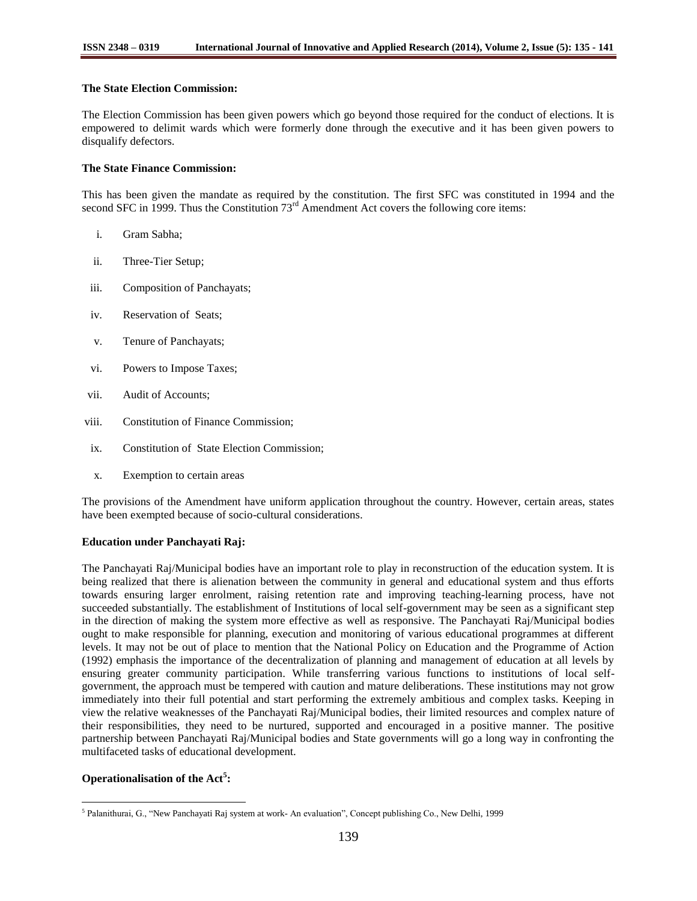**The State Election Commission:**

The Election Commission has been given powers which go beyond those required for the conduct of elections. It is empowered to delimit wards which were formerly done through the executive and it has been given powers to disqualify defectors.

**The State Finance Commission:**

This has been given the mandate as required by the constitution. The first SFC was constituted in 1994 and the second SFC in 1999. Thus the Constitution 73rd Amendment Act covers the following core items:

i. Gram Sabha;
ii. Three-Tier Setup;
iii. Composition of Panchayats;
iv. Reservation of Seats;
v. Tenure of Panchayats;
vi. Powers to Impose Taxes;
vii. Audit of Accounts;
viii. Constitution of Finance Commission;
ix. Constitution of State Election Commission;
x. Exemption to certain areas

The provisions of the Amendment have uniform application throughout the country. However, certain areas, states have been exempted because of socio-cultural considerations.

**Education under Panchayati Raj:**

The Panchayati Raj/Municipal bodies have an important role to play in reconstruction of the education system. It is being realized that there is alienation between the community in general and educational system and thus efforts towards ensuring larger enrolment, raising retention rate and improving teaching-learning process, have not succeeded substantially. The establishment of Institutions of local self-government may be seen as a significant step in the direction of making the system more effective as well as responsive. The Panchayati Raj/Municipal bodies ought to make responsible for planning, execution and monitoring of various educational programmes at different levels. It may not be out of place to mention that the National Policy on Education and the Programme of Action (1992) emphasis the importance of the decentralization of planning and management of education at all levels by ensuring greater community participation. While transferring various functions to institutions of local self-government, the approach must be tempered with caution and mature deliberations. These institutions may not grow immediately into their full potential and start performing the extremely ambitious and complex tasks. Keeping in view the relative weaknesses of the Panchayati Raj/Municipal bodies, their limited resources and complex nature of their responsibilities, they need to be nurtured, supported and encouraged in a positive manner. The positive partnership between Panchayati Raj/Municipal bodies and State governments will go a long way in confronting the multifaceted tasks of educational development.

**Operationalisation of the Act[5]:**

[5] Palanithurai, G., "New Panchayati Raj system at work- An evaluation", Concept publishing Co., New Delhi, 1999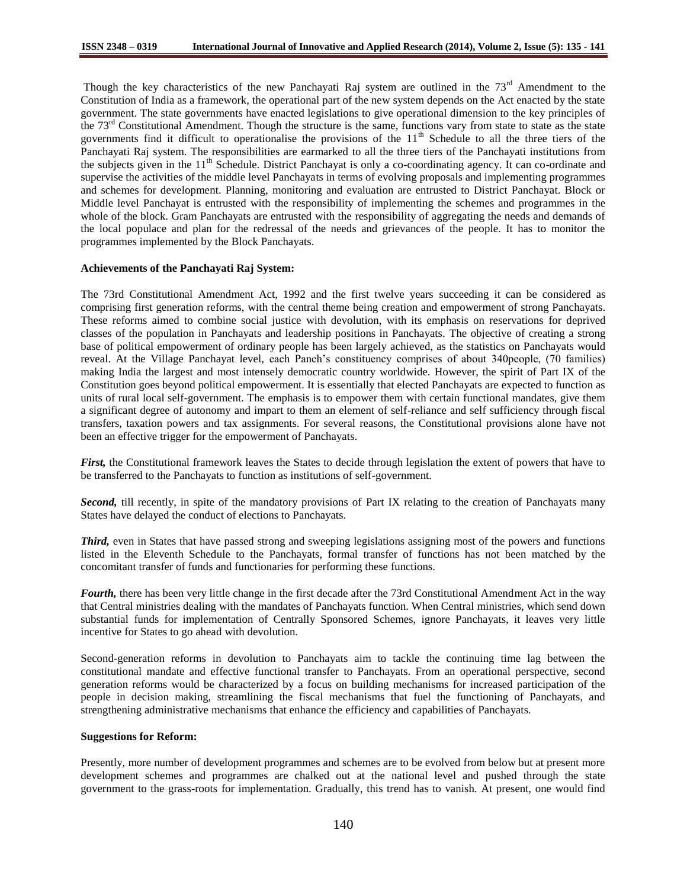Though the key characteristics of the new Panchayati Raj system are outlined in the 73rd Amendment to the Constitution of India as a framework, the operational part of the new system depends on the Act enacted by the state government. The state governments have enacted legislations to give operational dimension to the key principles of the 73rd Constitutional Amendment. Though the structure is the same, functions vary from state to state as the state governments find it difficult to operationalise the provisions of the 11th Schedule to all the three tiers of the Panchayati Raj system. The responsibilities are earmarked to all the three tiers of the Panchayati institutions from the subjects given in the 11th Schedule. District Panchayat is only a co-coordinating agency. It can co-ordinate and supervise the activities of the middle level Panchayats in terms of evolving proposals and implementing programmes and schemes for development. Planning, monitoring and evaluation are entrusted to District Panchayat. Block or Middle level Panchayat is entrusted with the responsibility of implementing the schemes and programmes in the whole of the block. Gram Panchayats are entrusted with the responsibility of aggregating the needs and demands of the local populace and plan for the redressal of the needs and grievances of the people. It has to monitor the programmes implemented by the Block Panchayats.

**Achievements of the Panchayati Raj System:**

The 73rd Constitutional Amendment Act, 1992 and the first twelve years succeeding it can be considered as comprising first generation reforms, with the central theme being creation and empowerment of strong Panchayats. These reforms aimed to combine social justice with devolution, with its emphasis on reservations for deprived classes of the population in Panchayats and leadership positions in Panchayats. The objective of creating a strong base of political empowerment of ordinary people has been largely achieved, as the statistics on Panchayats would reveal. At the Village Panchayat level, each Panch's constituency comprises of about 340people, (70 families) making India the largest and most intensely democratic country worldwide. However, the spirit of Part IX of the Constitution goes beyond political empowerment. It is essentially that elected Panchayats are expected to function as units of rural local self-government. The emphasis is to empower them with certain functional mandates, give them a significant degree of autonomy and impart to them an element of self-reliance and self sufficiency through fiscal transfers, taxation powers and tax assignments. For several reasons, the Constitutional provisions alone have not been an effective trigger for the empowerment of Panchayats.

***First,*** the Constitutional framework leaves the States to decide through legislation the extent of powers that have to be transferred to the Panchayats to function as institutions of self-government.

***Second,*** till recently, in spite of the mandatory provisions of Part IX relating to the creation of Panchayats many States have delayed the conduct of elections to Panchayats.

***Third,*** even in States that have passed strong and sweeping legislations assigning most of the powers and functions listed in the Eleventh Schedule to the Panchayats, formal transfer of functions has not been matched by the concomitant transfer of funds and functionaries for performing these functions.

***Fourth,*** there has been very little change in the first decade after the 73rd Constitutional Amendment Act in the way that Central ministries dealing with the mandates of Panchayats function. When Central ministries, which send down substantial funds for implementation of Centrally Sponsored Schemes, ignore Panchayats, it leaves very little incentive for States to go ahead with devolution.

Second-generation reforms in devolution to Panchayats aim to tackle the continuing time lag between the constitutional mandate and effective functional transfer to Panchayats. From an operational perspective, second generation reforms would be characterized by a focus on building mechanisms for increased participation of the people in decision making, streamlining the fiscal mechanisms that fuel the functioning of Panchayats, and strengthening administrative mechanisms that enhance the efficiency and capabilities of Panchayats.

**Suggestions for Reform:**

Presently, more number of development programmes and schemes are to be evolved from below but at present more development schemes and programmes are chalked out at the national level and pushed through the state government to the grass-roots for implementation. Gradually, this trend has to vanish. At present, one would find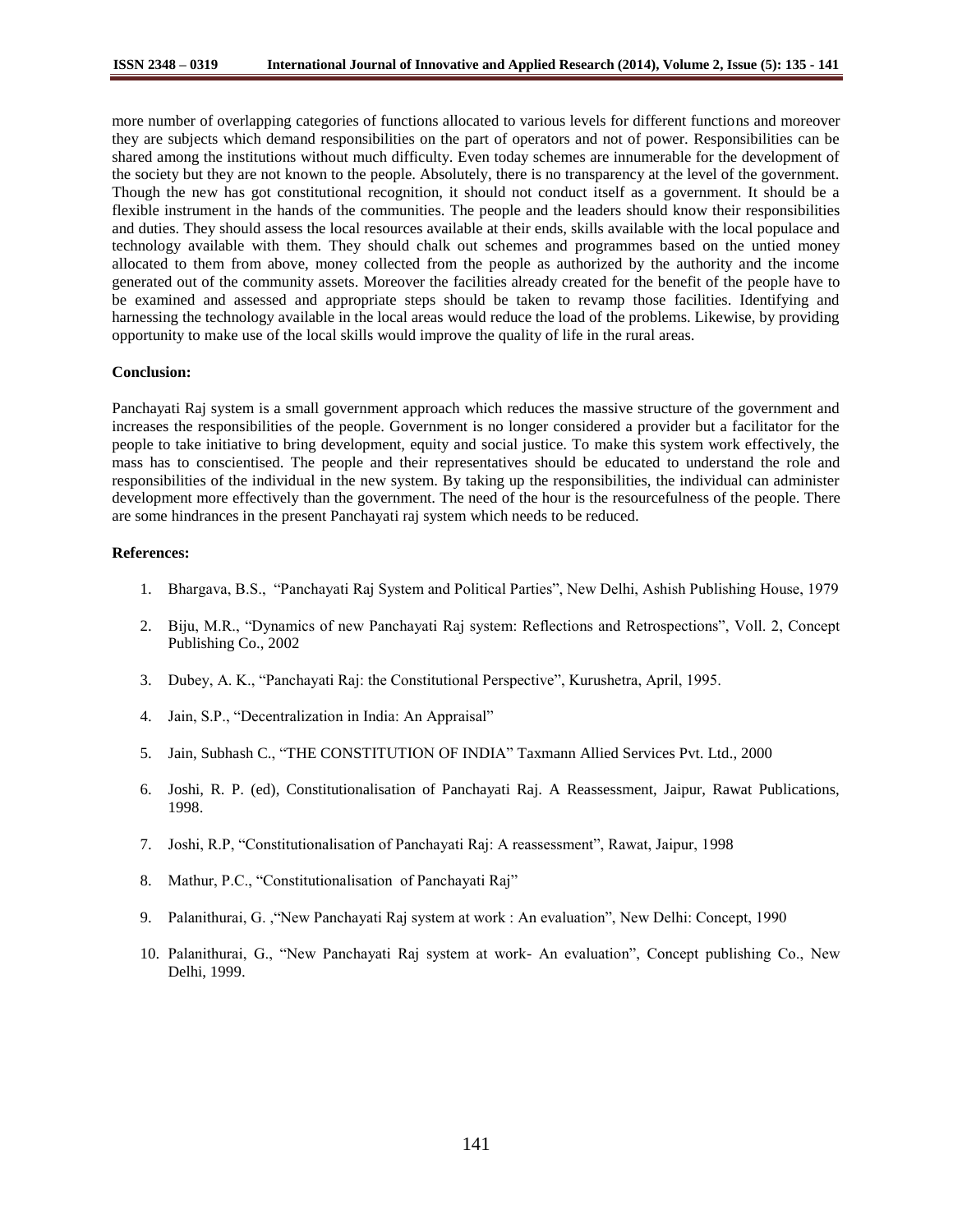more number of overlapping categories of functions allocated to various levels for different functions and moreover they are subjects which demand responsibilities on the part of operators and not of power. Responsibilities can be shared among the institutions without much difficulty. Even today schemes are innumerable for the development of the society but they are not known to the people. Absolutely, there is no transparency at the level of the government. Though the new has got constitutional recognition, it should not conduct itself as a government. It should be a flexible instrument in the hands of the communities. The people and the leaders should know their responsibilities and duties. They should assess the local resources available at their ends, skills available with the local populace and technology available with them. They should chalk out schemes and programmes based on the untied money allocated to them from above, money collected from the people as authorized by the authority and the income generated out of the community assets. Moreover the facilities already created for the benefit of the people have to be examined and assessed and appropriate steps should be taken to revamp those facilities. Identifying and harnessing the technology available in the local areas would reduce the load of the problems. Likewise, by providing opportunity to make use of the local skills would improve the quality of life in the rural areas.

**Conclusion:**

Panchayati Raj system is a small government approach which reduces the massive structure of the government and increases the responsibilities of the people. Government is no longer considered a provider but a facilitator for the people to take initiative to bring development, equity and social justice. To make this system work effectively, the mass has to conscientised. The people and their representatives should be educated to understand the role and responsibilities of the individual in the new system. By taking up the responsibilities, the individual can administer development more effectively than the government. The need of the hour is the resourcefulness of the people. There are some hindrances in the present Panchayati raj system which needs to be reduced.

**References:**

1. Bhargava, B.S., "Panchayati Raj System and Political Parties", New Delhi, Ashish Publishing House, 1979
2. Biju, M.R., "Dynamics of new Panchayati Raj system: Reflections and Retrospections", Voll. 2, Concept Publishing Co., 2002
3. Dubey, A. K., "Panchayati Raj: the Constitutional Perspective", Kurushetra, April, 1995.
4. Jain, S.P., "Decentralization in India: An Appraisal"
5. Jain, Subhash C., "THE CONSTITUTION OF INDIA" Taxmann Allied Services Pvt. Ltd., 2000
6. Joshi, R. P. (ed), Constitutionalisation of Panchayati Raj. A Reassessment, Jaipur, Rawat Publications, 1998.
7. Joshi, R.P, "Constitutionalisation of Panchayati Raj: A reassessment", Rawat, Jaipur, 1998
8. Mathur, P.C., "Constitutionalisation of Panchayati Raj"
9. Palanithurai, G. ,"New Panchayati Raj system at work : An evaluation", New Delhi: Concept, 1990
10. Palanithurai, G., "New Panchayati Raj system at work- An evaluation", Concept publishing Co., New Delhi, 1999.